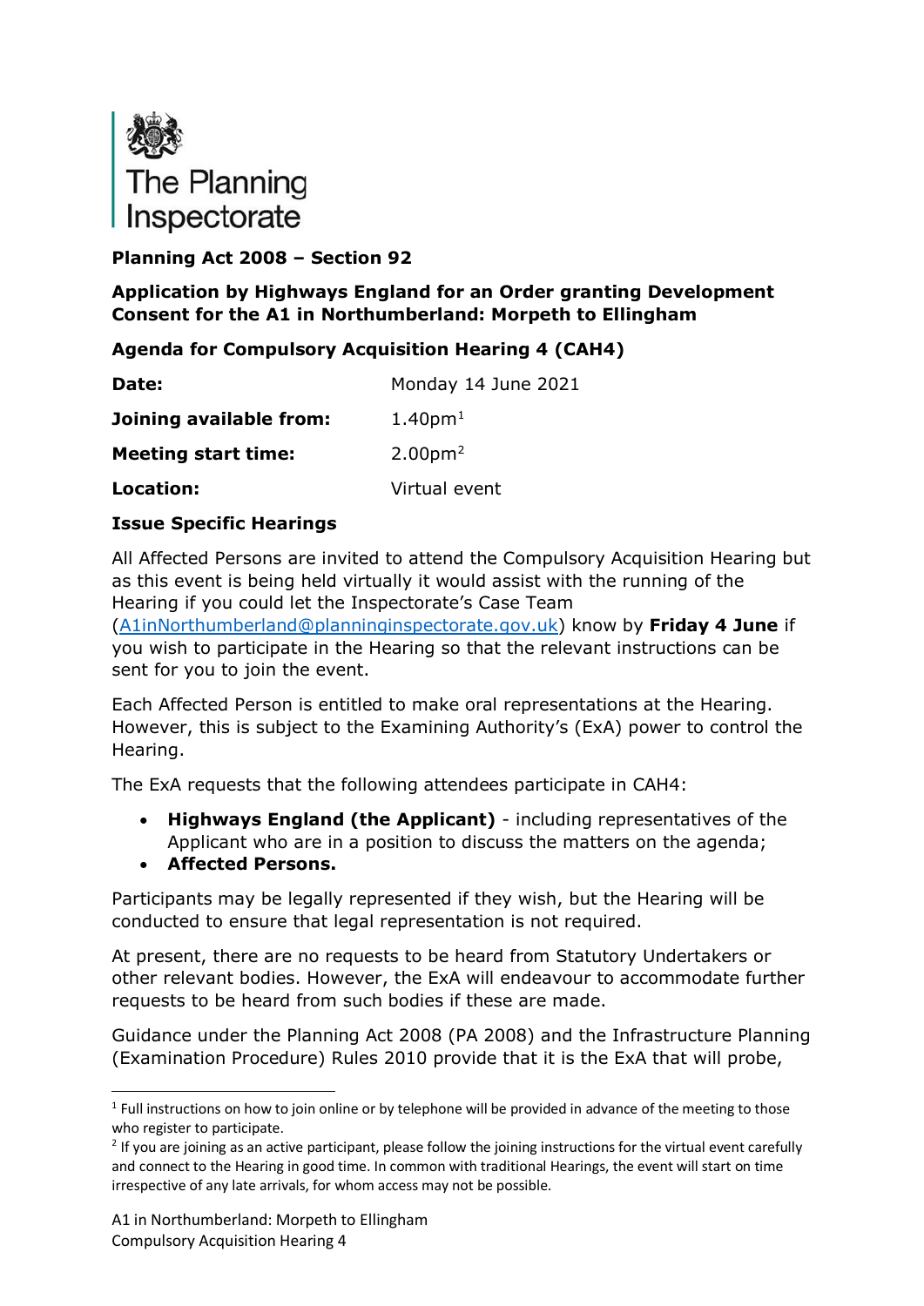The Planning Inspectorate

**Planning Act 2008 – Section 92**

**Application by Highways England for an Order granting Development Consent for the A1 in Northumberland: Morpeth to Ellingham**

**Agenda for Compulsory Acquisition Hearing 4 (CAH4)**

| | |
|---|---|
| **Date:** | Monday 14 June 2021 |
| **Joining available from:** | 1.40pm[1] |
| **Meeting start time:** | 2.00pm[2] |
| **Location:** | Virtual event |

**Issue Specific Hearings**

All Affected Persons are invited to attend the Compulsory Acquisition Hearing but as this event is being held virtually it would assist with the running of the Hearing if you could let the Inspectorate's Case Team (A1inNorthumberland@planninginspectorate.gov.uk) know by **Friday 4 June** if you wish to participate in the Hearing so that the relevant instructions can be sent for you to join the event.

Each Affected Person is entitled to make oral representations at the Hearing. However, this is subject to the Examining Authority's (ExA) power to control the Hearing.

The ExA requests that the following attendees participate in CAH4:

- **Highways England (the Applicant)** - including representatives of the Applicant who are in a position to discuss the matters on the agenda;
- **Affected Persons.**

Participants may be legally represented if they wish, but the Hearing will be conducted to ensure that legal representation is not required.

At present, there are no requests to be heard from Statutory Undertakers or other relevant bodies. However, the ExA will endeavour to accommodate further requests to be heard from such bodies if these are made.

Guidance under the Planning Act 2008 (PA 2008) and the Infrastructure Planning (Examination Procedure) Rules 2010 provide that it is the ExA that will probe,

[1] Full instructions on how to join online or by telephone will be provided in advance of the meeting to those who register to participate.

[2] If you are joining as an active participant, please follow the joining instructions for the virtual event carefully and connect to the Hearing in good time. In common with traditional Hearings, the event will start on time irrespective of any late arrivals, for whom access may not be possible.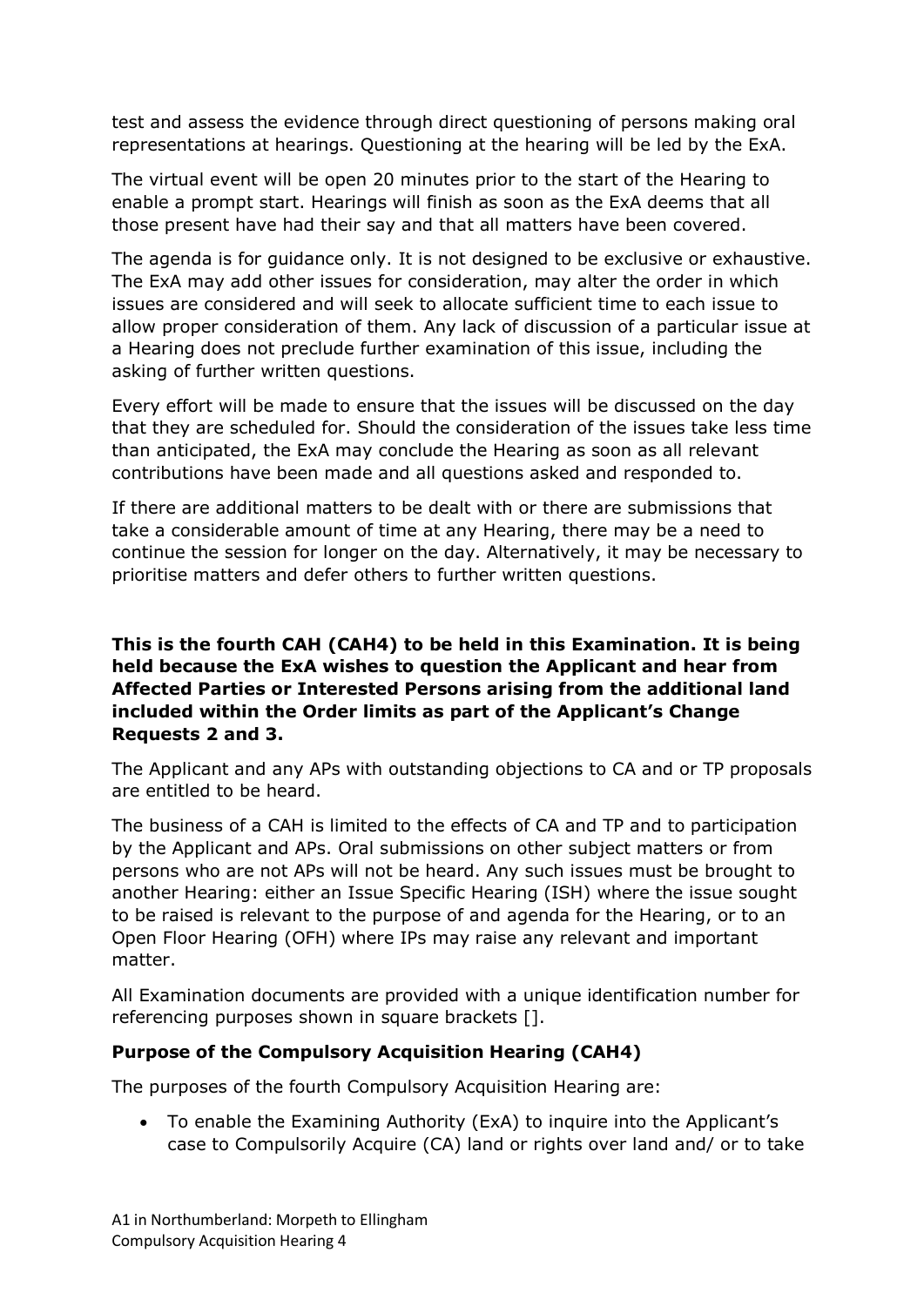test and assess the evidence through direct questioning of persons making oral representations at hearings. Questioning at the hearing will be led by the ExA.

The virtual event will be open 20 minutes prior to the start of the Hearing to enable a prompt start. Hearings will finish as soon as the ExA deems that all those present have had their say and that all matters have been covered.

The agenda is for guidance only. It is not designed to be exclusive or exhaustive. The ExA may add other issues for consideration, may alter the order in which issues are considered and will seek to allocate sufficient time to each issue to allow proper consideration of them. Any lack of discussion of a particular issue at a Hearing does not preclude further examination of this issue, including the asking of further written questions.

Every effort will be made to ensure that the issues will be discussed on the day that they are scheduled for. Should the consideration of the issues take less time than anticipated, the ExA may conclude the Hearing as soon as all relevant contributions have been made and all questions asked and responded to.

If there are additional matters to be dealt with or there are submissions that take a considerable amount of time at any Hearing, there may be a need to continue the session for longer on the day. Alternatively, it may be necessary to prioritise matters and defer others to further written questions.

**This is the fourth CAH (CAH4) to be held in this Examination. It is being held because the ExA wishes to question the Applicant and hear from Affected Parties or Interested Persons arising from the additional land included within the Order limits as part of the Applicant's Change Requests 2 and 3.**

The Applicant and any APs with outstanding objections to CA and or TP proposals are entitled to be heard.

The business of a CAH is limited to the effects of CA and TP and to participation by the Applicant and APs. Oral submissions on other subject matters or from persons who are not APs will not be heard. Any such issues must be brought to another Hearing: either an Issue Specific Hearing (ISH) where the issue sought to be raised is relevant to the purpose of and agenda for the Hearing, or to an Open Floor Hearing (OFH) where IPs may raise any relevant and important matter.

All Examination documents are provided with a unique identification number for referencing purposes shown in square brackets [].

### Purpose of the Compulsory Acquisition Hearing (CAH4)

The purposes of the fourth Compulsory Acquisition Hearing are:

- To enable the Examining Authority (ExA) to inquire into the Applicant's case to Compulsorily Acquire (CA) land or rights over land and/ or to take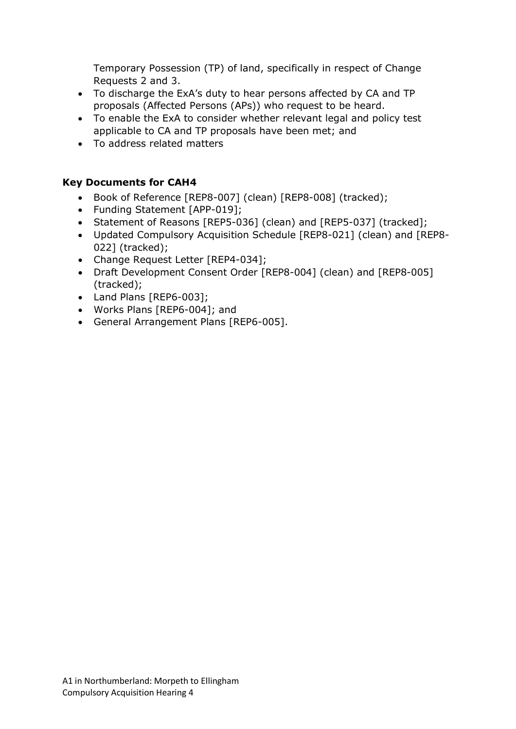Temporary Possession (TP) of land, specifically in respect of Change Requests 2 and 3.

- To discharge the ExA's duty to hear persons affected by CA and TP proposals (Affected Persons (APs)) who request to be heard.
- To enable the ExA to consider whether relevant legal and policy test applicable to CA and TP proposals have been met; and
- To address related matters

**Key Documents for CAH4**

- Book of Reference [REP8-007] (clean) [REP8-008] (tracked);
- Funding Statement [APP-019];
- Statement of Reasons [REP5-036] (clean) and [REP5-037] (tracked];
- Updated Compulsory Acquisition Schedule [REP8-021] (clean) and [REP8-022] (tracked);
- Change Request Letter [REP4-034];
- Draft Development Consent Order [REP8-004] (clean) and [REP8-005] (tracked);
- Land Plans [REP6-003];
- Works Plans [REP6-004]; and
- General Arrangement Plans [REP6-005].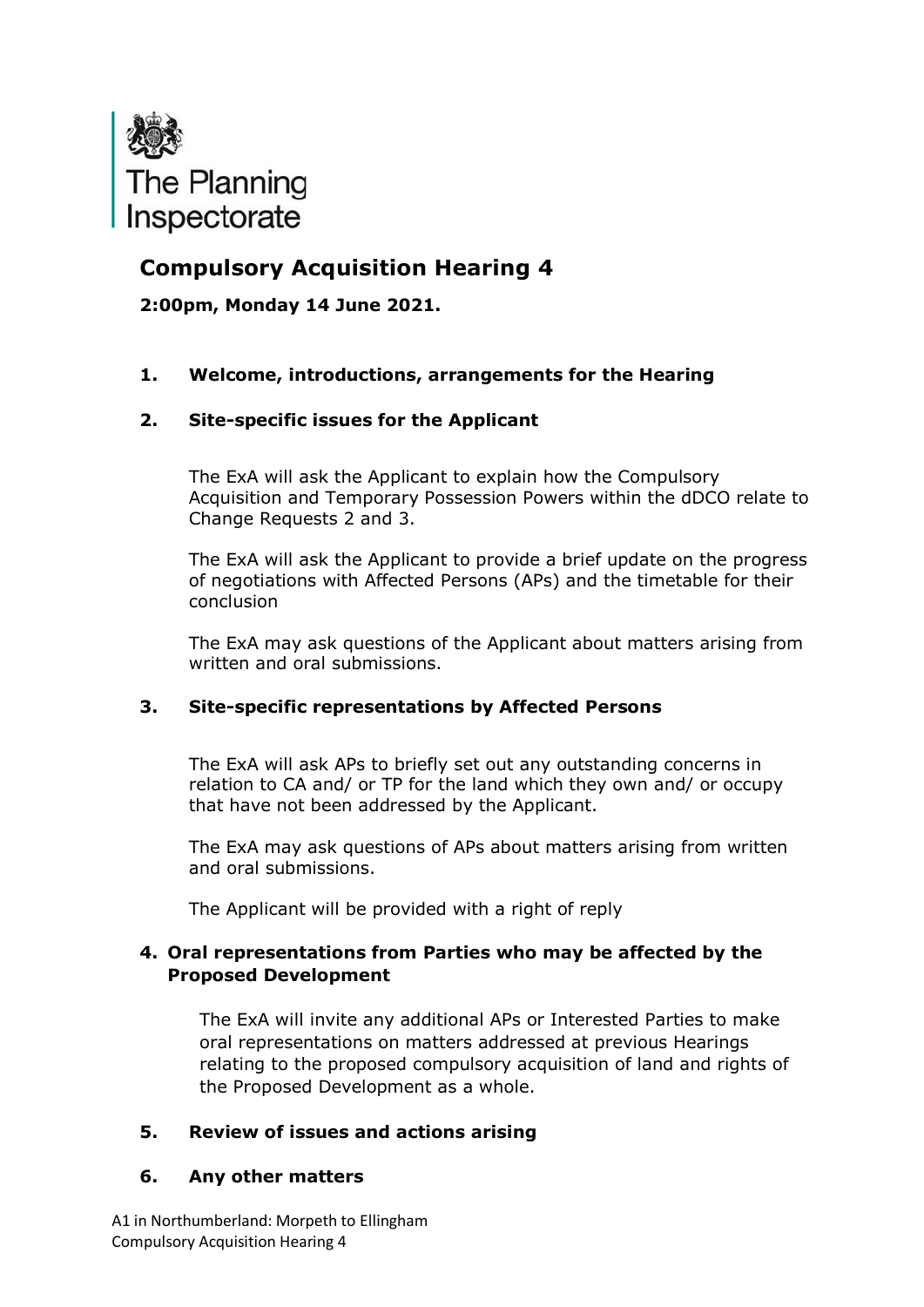The Planning Inspectorate

# Compulsory Acquisition Hearing 4

**2:00pm, Monday 14 June 2021.**

## 1. Welcome, introductions, arrangements for the Hearing

## 2. Site-specific issues for the Applicant

The ExA will ask the Applicant to explain how the Compulsory Acquisition and Temporary Possession Powers within the dDCO relate to Change Requests 2 and 3.

The ExA will ask the Applicant to provide a brief update on the progress of negotiations with Affected Persons (APs) and the timetable for their conclusion

The ExA may ask questions of the Applicant about matters arising from written and oral submissions.

## 3. Site-specific representations by Affected Persons

The ExA will ask APs to briefly set out any outstanding concerns in relation to CA and/ or TP for the land which they own and/ or occupy that have not been addressed by the Applicant.

The ExA may ask questions of APs about matters arising from written and oral submissions.

The Applicant will be provided with a right of reply

## 4. Oral representations from Parties who may be affected by the Proposed Development

The ExA will invite any additional APs or Interested Parties to make oral representations on matters addressed at previous Hearings relating to the proposed compulsory acquisition of land and rights of the Proposed Development as a whole.

## 5. Review of issues and actions arising

## 6. Any other matters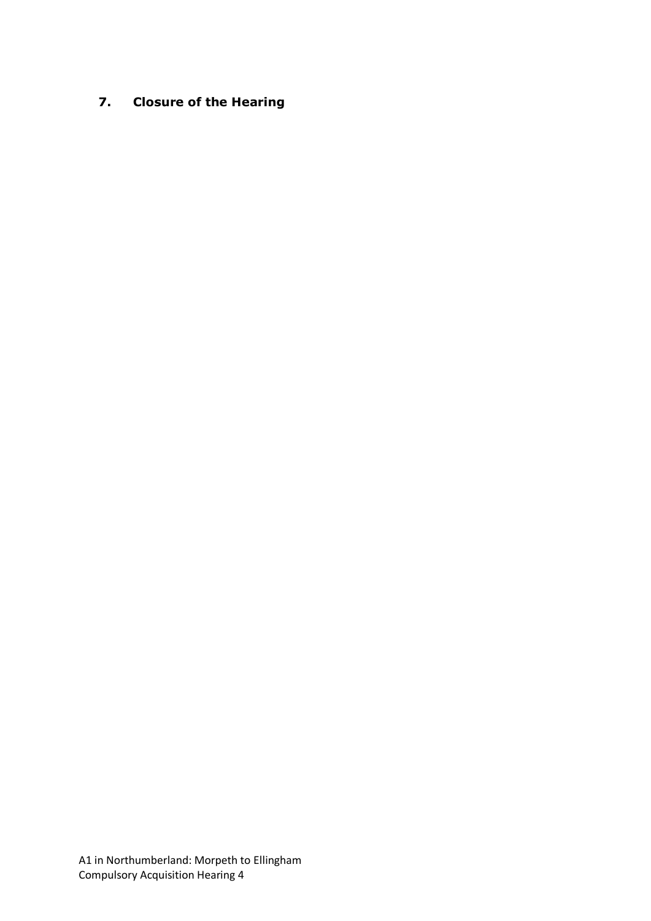## 7. Closure of the Hearing